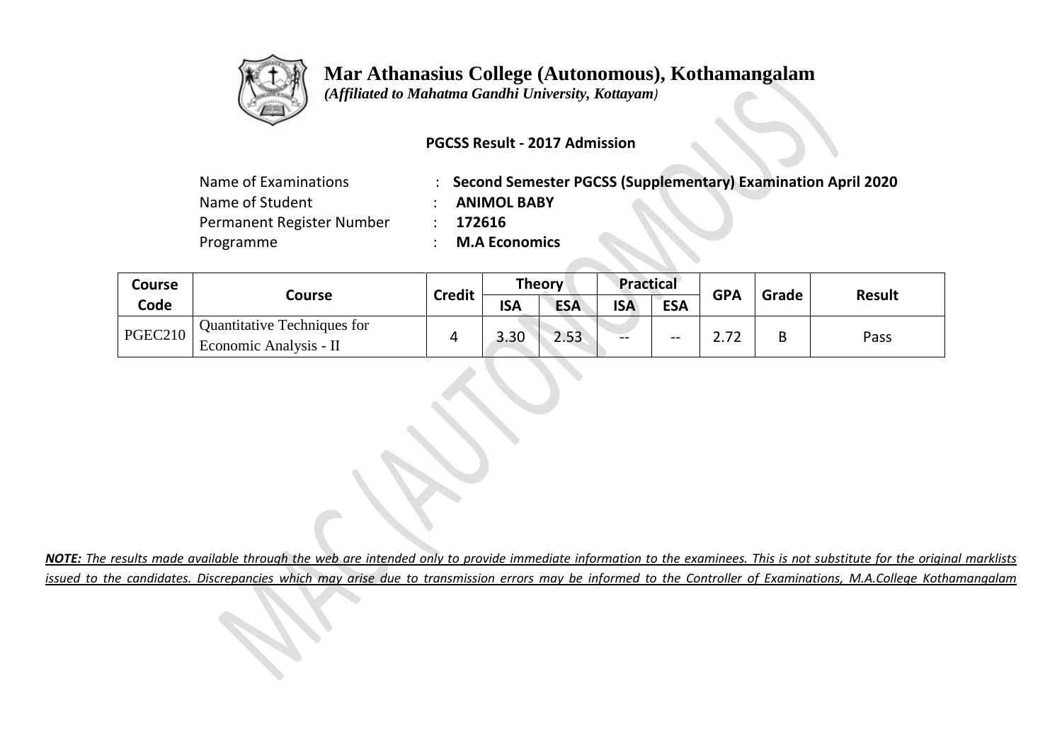# Mar Athanasius College (Autonomous), Kothamangalam

*(Affiliated to Mahatma Gandhi University, Kottayam)*

**PGCSS Result - 2017 Admission**

| | | |
|---|---|---|
| Name of Examinations | : | **Second Semester PGCSS (Supplementary) Examination April 2020** |
| Name of Student | : | **ANIMOL BABY** |
| Permanent Register Number | : | **172616** |
| Programme | : | **M.A Economics** |

| Course Code | Course | Credit | Theory | | Practical | | GPA | Grade | Result |
|---|---|---|---|---|---|---|---|---|---|
| | | | ISA | ESA | ISA | ESA | | | |
| PGEC210 | Quantitative Techniques for Economic Analysis - II | 4 | 3.30 | 2.53 | -- | -- | 2.72 | B | Pass |

***NOTE:** The results made available through the web are intended only to provide immediate information to the examinees. This is not substitute for the original marklists issued to the candidates. Discrepancies which may arise due to transmission errors may be informed to the Controller of Examinations, M.A.College Kothamangalam*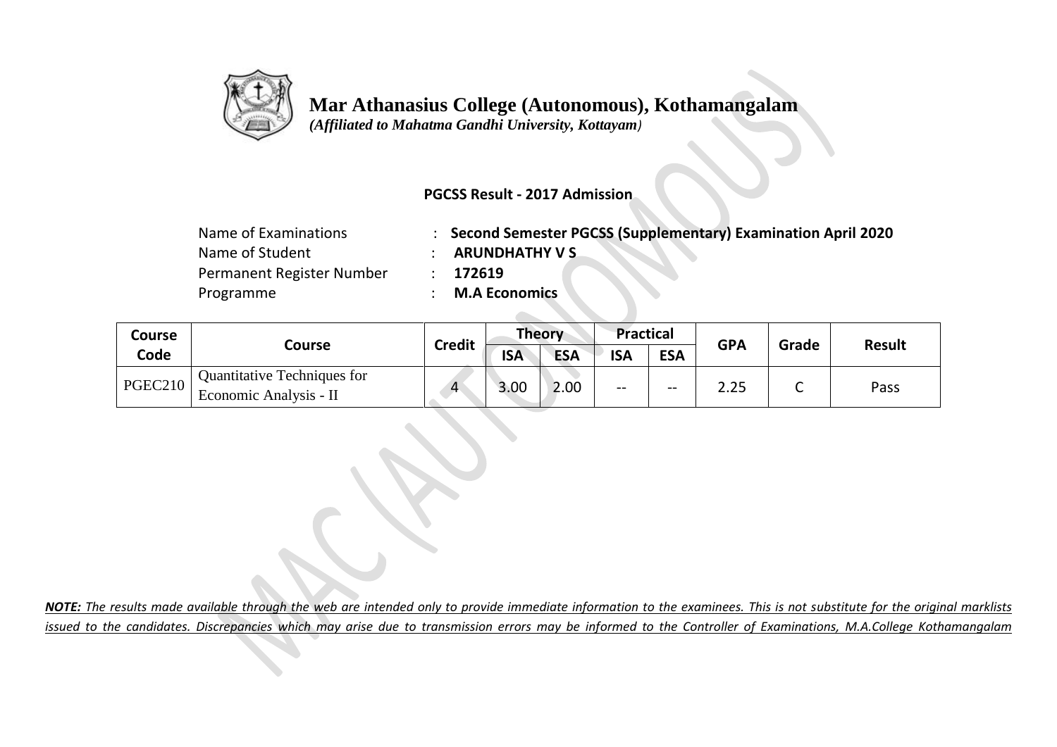# Mar Athanasius College (Autonomous), Kothamangalam

*(Affiliated to Mahatma Gandhi University, Kottayam)*

**PGCSS Result - 2017 Admission**

| | | |
|---|---|---|
| Name of Examinations | : | **Second Semester PGCSS (Supplementary) Examination April 2020** |
| Name of Student | : | **ARUNDHATHY V S** |
| Permanent Register Number | : | **172619** |
| Programme | : | **M.A Economics** |

| Course Code | Course | Credit | Theory | | Practical | | GPA | Grade | Result |
|---|---|---|---|---|---|---|---|---|---|
| | | | ISA | ESA | ISA | ESA | | | |
| PGEC210 | Quantitative Techniques for Economic Analysis - II | 4 | 3.00 | 2.00 | -- | -- | 2.25 | C | Pass |

***NOTE:** The results made available through the web are intended only to provide immediate information to the examinees. This is not substitute for the original marklists issued to the candidates. Discrepancies which may arise due to transmission errors may be informed to the Controller of Examinations, M.A.College Kothamangalam*